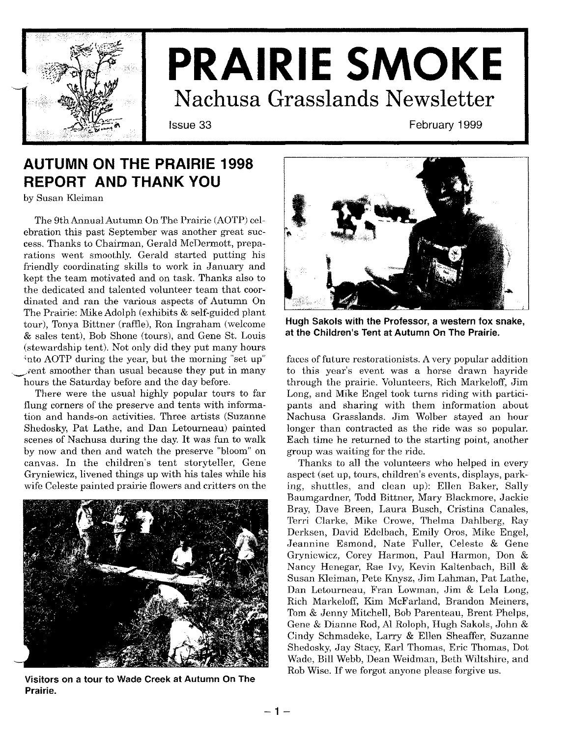# PRAIRIE SMOKE

## Nachusa Grasslands Newsletter

Issue 33 February 1999

## AUTUMN ON THE PRAIRIE 1998 REPORT AND THANK YOU

by Susan Kleiman

The 9th Annual Autumn On The Prairie (AOTP) celebration this past September was another great success. Thanks to Chairman, Gerald McDermott, preparations went smoothly. Gerald started putting his friendly coordinating skills to work in January and kept the team motivated and on task. Thanks also to the dedicated and talented volunteer team that coordinated and ran the various aspects of Autumn On The Prairie: Mike Adolph (exhibits & self-guided plant tour), Tonya Bittner (raffle), Ron Ingraham (welcome & sales tent), Bob Shone (tours), and Gene St. Louis (stewardship tent). Not only did they put many hours into AOTP during the year, but the morning "set up" event smoother than usual because they put in many hours the Saturday before and the day before.

There were the usual highly popular tours to far flung corners of the preserve and tents with information and hands-on activities. Three artists (Suzanne Shedosky, Pat Lathe, and Dan Letourneau) painted scenes of Nachusa during the day. It was fun to walk by now and then and watch the preserve "bloom" on canvas. In the children's tent storyteller, Gene Gryniewicz, livened things up with his tales while his wife Celeste painted prairie flowers and critters on the faces of future restorationists. A very popular addition to this year's event was a horse drawn hayride through the prairie. Volunteers, Rich Markeloff, Jim Long, and Mike Engel took turns riding with participants and sharing with them information about Nachusa Grasslands. Jim Wolber stayed an hour longer than contracted as the ride was so popular. Each time he returned to the starting point, another group was waiting for the ride.

**Visitors on a tour to Wade Creek at Autumn On The Prairie.**

**Hugh Sakols with the Professor, a western fox snake, at the Children's Tent at Autumn On The Prairie.**

Thanks to all the volunteers who helped in every aspect (set up, tours, children's events, displays, parking, shuttles, and clean up): Ellen Baker, Sally Baumgardner, Todd Bittner, Mary Blackmore, Jackie Bray, Dave Breen, Laura Busch, Cristina Canales, Terri Clarke, Mike Crowe, Thelma Dahlberg, Ray Derksen, David Edelbach, Emily Oros, Mike Engel, Jeannine Esmond, Nate Fuller, Celeste & Gene Gryniewicz, Corey Harmon, Paul Harmon, Don & Nancy Henegar, Rae Ivy, Kevin Kaltenbach, Bill & Susan Kleiman, Pete Knysz, Jim Lahman, Pat Lathe, Dan Letourneau, Fran Lowman, Jim & Lela Long, Rich Markeloff, Kim McFarland, Brandon Meiners, Tom & Jenny Mitchell, Bob Parenteau, Brent Phelps, Gene & Dianne Rod, Al Roloph, Hugh Sakols, John & Cindy Schmadeke, Larry & Ellen Sheaffer, Suzanne Shedosky, Jay Stacy, Earl Thomas, Eric Thomas, Dot Wade, Bill Webb, Dean Weidman, Beth Wiltshire, and Rob Wise. If we forgot anyone please forgive us.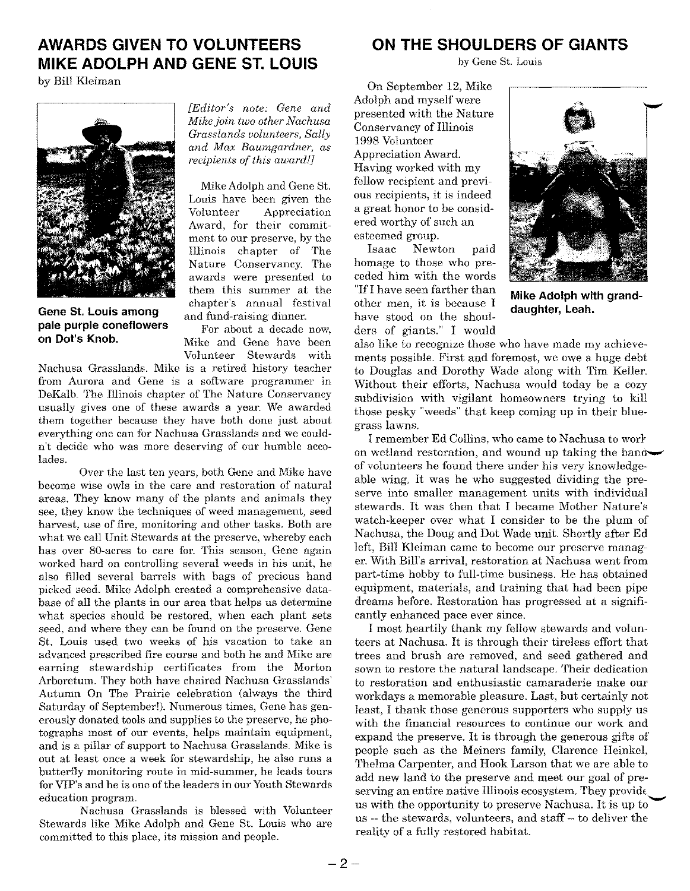## AWARDS GIVEN TO VOLUNTEERS MIKE ADOLPH AND GENE ST. LOUIS

by Bill Kleiman

Gene St. Louis among pale purple coneflowers on Dot's Knob.

*[Editor's note: Gene and Mike join two other Nachusa Grasslands volunteers, Sally and Max Baumgardner, as recipients of this award!]*

Mike Adolph and Gene St. Louis have been given the Volunteer Appreciation Award, for their commitment to our preserve, by the Illinois chapter of The Nature Conservancy. The awards were presented to them this summer at the chapter's annual festival and fund-raising dinner.

For about a decade now, Mike and Gene have been Volunteer Stewards with Nachusa Grasslands. Mike is a retired history teacher from Aurora and Gene is a software programmer in DeKalb. The Illinois chapter of The Nature Conservancy usually gives one of these awards a year. We awarded them together because they have both done just about everything one can for Nachusa Grasslands and we couldn't decide who was more deserving of our humble accolades.

Over the last ten years, both Gene and Mike have become wise owls in the care and restoration of natural areas. They know many of the plants and animals they see, they know the techniques of weed management, seed harvest, use of fire, monitoring and other tasks. Both are what we call Unit Stewards at the preserve, whereby each has over 80-acres to care for. This season, Gene again worked hard on controlling several weeds in his unit, he also filled several barrels with bags of precious hand picked seed. Mike Adolph created a comprehensive database of all the plants in our area that helps us determine what species should be restored, when each plant sets seed, and where they can be found on the preserve. Gene St. Louis used two weeks of his vacation to take an advanced prescribed fire course and both he and Mike are earning stewardship certificates from the Morton Arboretum. They both have chaired Nachusa Grasslands' Autumn On The Prairie celebration (always the third Saturday of September!). Numerous times, Gene has generously donated tools and supplies to the preserve, he photographs most of our events, helps maintain equipment, and is a pillar of support to Nachusa Grasslands. Mike is out at least once a week for stewardship, he also runs a butterfly monitoring route in mid-summer, he leads tours for VIP's and he is one of the leaders in our Youth Stewards education program.

Nachusa Grasslands is blessed with Volunteer Stewards like Mike Adolph and Gene St. Louis who are committed to this place, its mission and people.

## ON THE SHOULDERS OF GIANTS

by Gene St. Louis

On September 12, Mike Adolph and myself were presented with the Nature Conservancy of Illinois 1998 Volunteer Appreciation Award. Having worked with my fellow recipient and previous recipients, it is indeed a great honor to be considered worthy of such an esteemed group.

Mike Adolph with granddaughter, Leah.

Isaac Newton paid homage to those who preceded him with the words "If I have seen farther than other men, it is because I have stood on the shoulders of giants." I would also like to recognize those who have made my achievements possible. First and foremost, we owe a huge debt to Douglas and Dorothy Wade along with Tim Keller. Without their efforts, Nachusa would today be a cozy subdivision with vigilant homeowners trying to kill those pesky "weeds" that keep coming up in their bluegrass lawns.

I remember Ed Collins, who came to Nachusa to work on wetland restoration, and wound up taking the band of volunteers he found there under his very knowledgeable wing. It was he who suggested dividing the preserve into smaller management units with individual stewards. It was then that I became Mother Nature's watch-keeper over what I consider to be the plum of Nachusa, the Doug and Dot Wade unit. Shortly after Ed left, Bill Kleiman came to become our preserve manager. With Bill's arrival, restoration at Nachusa went from part-time hobby to full-time business. He has obtained equipment, materials, and training that had been pipe dreams before. Restoration has progressed at a significantly enhanced pace ever since.

I most heartily thank my fellow stewards and volunteers at Nachusa. It is through their tireless effort that trees and brush are removed, and seed gathered and sown to restore the natural landscape. Their dedication to restoration and enthusiastic camaraderie make our workdays a memorable pleasure. Last, but certainly not least, I thank those generous supporters who supply us with the financial resources to continue our work and expand the preserve. It is through the generous gifts of people such as the Meiners family, Clarence Heinkel, Thelma Carpenter, and Hook Larson that we are able to add new land to the preserve and meet our goal of preserving an entire native Illinois ecosystem. They provide us with the opportunity to preserve Nachusa. It is up to us -- the stewards, volunteers, and staff -- to deliver the reality of a fully restored habitat.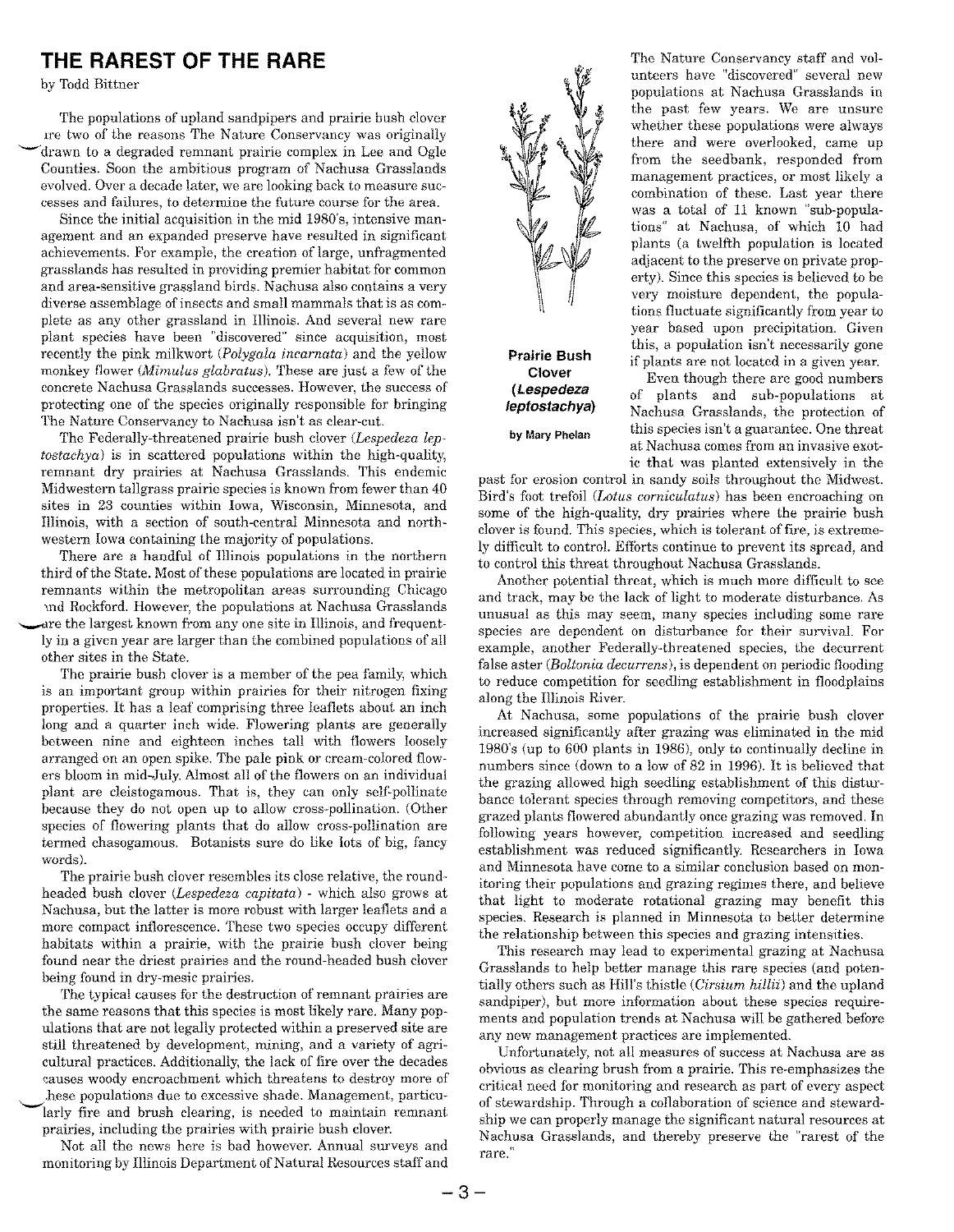# THE RAREST OF THE RARE

by Todd Bittner

The populations of upland sandpipers and prairie bush clover are two of the reasons The Nature Conservancy was originally drawn to a degraded remnant prairie complex in Lee and Ogle Counties. Soon the ambitious program of Nachusa Grasslands evolved. Over a decade later, we are looking back to measure successes and failures, to determine the future course for the area.

Since the initial acquisition in the mid 1980's, intensive management and an expanded preserve have resulted in significant achievements. For example, the creation of large, unfragmented grasslands has resulted in providing premier habitat for common and area-sensitive grassland birds. Nachusa also contains a very diverse assemblage of insects and small mammals that is as complete as any other grassland in Illinois. And several new rare plant species have been "discovered" since acquisition, most recently the pink milkwort (*Polygala incarnata*) and the yellow monkey flower (*Mimulus glabratus*). These are just a few of the concrete Nachusa Grasslands successes. However, the success of protecting one of the species originally responsible for bringing The Nature Conservancy to Nachusa isn't as clear-cut.

The Federally-threatened prairie bush clover (*Lespedeza leptostachya*) is in scattered populations within the high-quality, remnant dry prairies at Nachusa Grasslands. This endemic Midwestern tallgrass prairie species is known from fewer than 40 sites in 23 counties within Iowa, Wisconsin, Minnesota, and Illinois, with a section of south-central Minnesota and northwestern Iowa containing the majority of populations.

There are a handful of Illinois populations in the northern third of the State. Most of these populations are located in prairie remnants within the metropolitan areas surrounding Chicago and Rockford. However, the populations at Nachusa Grasslands are the largest known from any one site in Illinois, and frequently in a given year are larger than the combined populations of all other sites in the State.

The prairie bush clover is a member of the pea family, which is an important group within prairies for their nitrogen fixing properties. It has a leaf comprising three leaflets about an inch long and a quarter inch wide. Flowering plants are generally between nine and eighteen inches tall with flowers loosely arranged on an open spike. The pale pink or cream-colored flowers bloom in mid-July. Almost all of the flowers on an individual plant are cleistogamous. That is, they can only self-pollinate because they do not open up to allow cross-pollination. (Other species of flowering plants that do allow cross-pollination are termed chasogamous. Botanists sure do like lots of big, fancy words).

The prairie bush clover resembles its close relative, the round-headed bush clover (*Lespedeza capitata*) - which also grows at Nachusa, but the latter is more robust with larger leaflets and a more compact inflorescence. These two species occupy different habitats within a prairie, with the prairie bush clover being found near the driest prairies and the round-headed bush clover being found in dry-mesic prairies.

The typical causes for the destruction of remnant prairies are the same reasons that this species is most likely rare. Many populations that are not legally protected within a preserved site are still threatened by development, mining, and a variety of agricultural practices. Additionally, the lack of fire over the decades causes woody encroachment which threatens to destroy more of these populations due to excessive shade. Management, particularly fire and brush clearing, is needed to maintain remnant prairies, including the prairies with prairie bush clover.

Not all the news here is bad however. Annual surveys and monitoring by Illinois Department of Natural Resources staff and The Nature Conservancy staff and volunteers have "discovered" several new populations at Nachusa Grasslands in the past few years. We are unsure whether these populations were always there and were overlooked, came up from the seedbank, responded from management practices, or most likely a combination of these. Last year there was a total of 11 known "sub-populations" at Nachusa, of which 10 had plants (a twelfth population is located adjacent to the preserve on private property). Since this species is believed to be very moisture dependent, the populations fluctuate significantly from year to year based upon precipitation. Given this, a population isn't necessarily gone if plants are not located in a given year.

**Prairie Bush Clover (*Lespedeza leptostachya*)**

**by Mary Phelan**

Even though there are good numbers of plants and sub-populations at Nachusa Grasslands, the protection of this species isn't a guarantee. One threat at Nachusa comes from an invasive exotic that was planted extensively in the past for erosion control in sandy soils throughout the Midwest. Bird's foot trefoil (*Lotus corniculatus*) has been encroaching on some of the high-quality, dry prairies where the prairie bush clover is found. This species, which is tolerant of fire, is extremely difficult to control. Efforts continue to prevent its spread, and to control this threat throughout Nachusa Grasslands.

Another potential threat, which is much more difficult to see and track, may be the lack of light to moderate disturbance. As unusual as this may seem, many species including some rare species are dependent on disturbance for their survival. For example, another Federally-threatened species, the decurrent false aster (*Boltonia decurrens*), is dependent on periodic flooding to reduce competition for seedling establishment in floodplains along the Illinois River.

At Nachusa, some populations of the prairie bush clover increased significantly after grazing was eliminated in the mid 1980's (up to 600 plants in 1986), only to continually decline in numbers since (down to a low of 82 in 1996). It is believed that the grazing allowed high seedling establishment of this disturbance tolerant species through removing competitors, and these grazed plants flowered abundantly once grazing was removed. In following years however, competition increased and seedling establishment was reduced significantly. Researchers in Iowa and Minnesota have come to a similar conclusion based on monitoring their populations and grazing regimes there, and believe that light to moderate rotational grazing may benefit this species. Research is planned in Minnesota to better determine the relationship between this species and grazing intensities.

This research may lead to experimental grazing at Nachusa Grasslands to help better manage this rare species (and potentially others such as Hill's thistle (*Cirsium hillii*) and the upland sandpiper), but more information about these species requirements and population trends at Nachusa will be gathered before any new management practices are implemented.

Unfortunately, not all measures of success at Nachusa are as obvious as clearing brush from a prairie. This re-emphasizes the critical need for monitoring and research as part of every aspect of stewardship. Through a collaboration of science and stewardship we can properly manage the significant natural resources at Nachusa Grasslands, and thereby preserve the "rarest of the rare."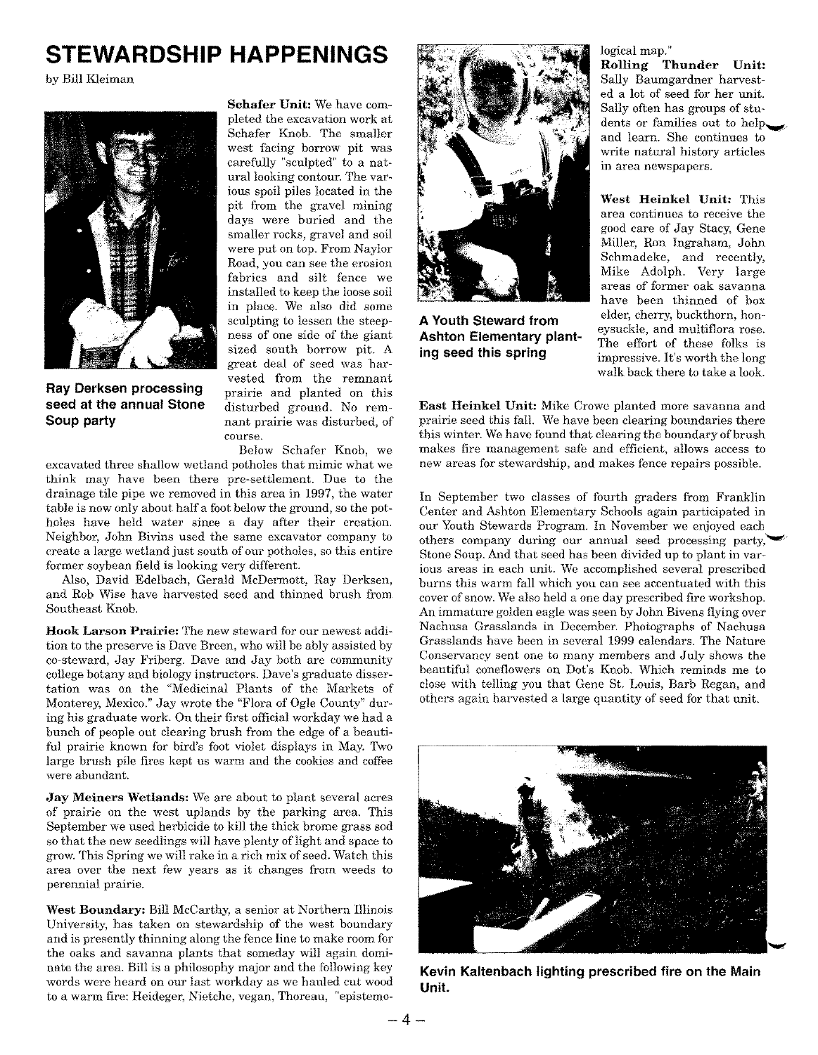# STEWARDSHIP HAPPENINGS

by Bill Kleiman

**Ray Derksen processing seed at the annual Stone Soup party**

**Schafer Unit:** We have completed the excavation work at Schafer Knob. The smaller west facing borrow pit was carefully "sculpted" to a natural looking contour. The various spoil piles located in the pit from the gravel mining days were buried and the smaller rocks, gravel and soil were put on top. From Naylor Road, you can see the erosion fabrics and silt fence we installed to keep the loose soil in place. We also did some sculpting to lessen the steepness of one side of the giant sized south borrow pit. A great deal of seed was harvested from the remnant prairie and planted on this disturbed ground. No remnant prairie was disturbed, of course.

Below Schafer Knob, we excavated three shallow wetland potholes that mimic what we think may have been there pre-settlement. Due to the drainage tile pipe we removed in this area in 1997, the water table is now only about half a foot below the ground, so the potholes have held water since a day after their creation. Neighbor, John Bivins used the same excavator company to create a large wetland just south of our potholes, so this entire former soybean field is looking very different.

Also, David Edelbach, Gerald McDermott, Ray Derksen, and Rob Wise have harvested seed and thinned brush from Southeast Knob.

**Hook Larson Prairie:** The new steward for our newest addition to the preserve is Dave Breen, who will be ably assisted by co-steward, Jay Friberg. Dave and Jay both are community college botany and biology instructors. Dave's graduate dissertation was on the "Medicinal Plants of the Markets of Monterey, Mexico." Jay wrote the "Flora of Ogle County" during his graduate work. On their first official workday we had a bunch of people out clearing brush from the edge of a beautiful prairie known for bird's foot violet displays in May. Two large brush pile fires kept us warm and the cookies and coffee were abundant.

**Jay Meiners Wetlands:** We are about to plant several acres of prairie on the west uplands by the parking area. This September we used herbicide to kill the thick brome grass sod so that the new seedlings will have plenty of light and space to grow. This Spring we will rake in a rich mix of seed. Watch this area over the next few years as it changes from weeds to perennial prairie.

**West Boundary:** Bill McCarthy, a senior at Northern Illinois University, has taken on stewardship of the west boundary and is presently thinning along the fence line to make room for the oaks and savanna plants that someday will again dominate the area. Bill is a philosophy major and the following key words were heard on our last workday as we hauled cut wood to a warm fire: Heideger, Nietche, vegan, Thoreau, "epistemological map."

**A Youth Steward from Ashton Elementary planting seed this spring**

**Rolling Thunder Unit:** Sally Baumgardner harvested a lot of seed for her unit. Sally often has groups of students or families out to help and learn. She continues to write natural history articles in area newspapers.

**West Heinkel Unit:** This area continues to receive the good care of Jay Stacy, Gene Miller, Ron Ingraham, John Schmadeke, and recently, Mike Adolph. Very large areas of former oak savanna have been thinned of box elder, cherry, buckthorn, honeysuckle, and multiflora rose. The effort of these folks is impressive. It's worth the long walk back there to take a look.

**East Heinkel Unit:** Mike Crowe planted more savanna and prairie seed this fall. We have been clearing boundaries there this winter. We have found that clearing the boundary of brush makes fire management safe and efficient, allows access to new areas for stewardship, and makes fence repairs possible.

In September two classes of fourth graders from Franklin Center and Ashton Elementary Schools again participated in our Youth Stewards Program. In November we enjoyed each others company during our annual seed processing party, Stone Soup. And that seed has been divided up to plant in various areas in each unit. We accomplished several prescribed burns this warm fall which you can see accentuated with this cover of snow. We also held a one day prescribed fire workshop. An immature golden eagle was seen by John Bivens flying over Nachusa Grasslands in December. Photographs of Nachusa Grasslands have been in several 1999 calendars. The Nature Conservancy sent one to many members and July shows the beautiful coneflowers on Dot's Knob. Which reminds me to close with telling you that Gene St. Louis, Barb Regan, and others again harvested a large quantity of seed for that unit.

**Kevin Kaltenbach lighting prescribed fire on the Main Unit.**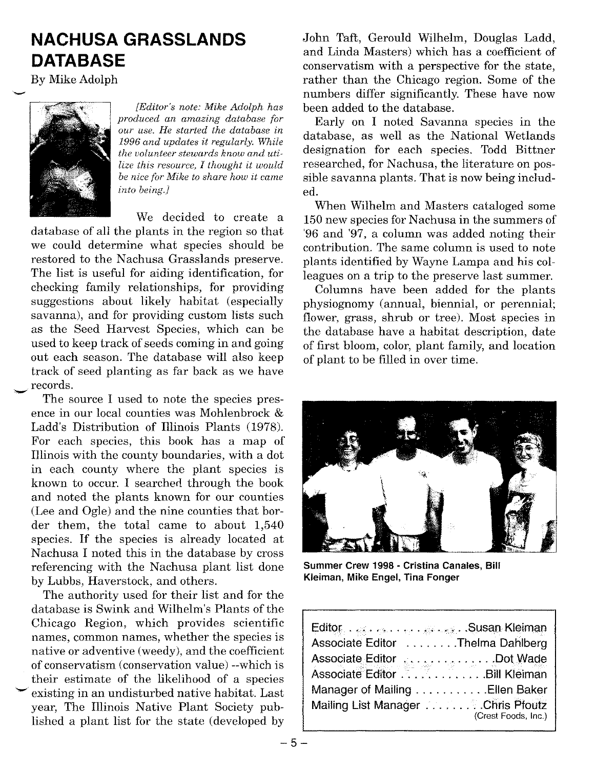# NACHUSA GRASSLANDS DATABASE

By Mike Adolph

*[Editor's note: Mike Adolph has produced an amazing database for our use. He started the database in 1996 and updates it regularly. While the volunteer stewards know and utilize this resource, I thought it would be nice for Mike to share how it came into being.]*

We decided to create a database of all the plants in the region so that we could determine what species should be restored to the Nachusa Grasslands preserve. The list is useful for aiding identification, for checking family relationships, for providing suggestions about likely habitat (especially savanna), and for providing custom lists such as the Seed Harvest Species, which can be used to keep track of seeds coming in and going out each season. The database will also keep track of seed planting as far back as we have records.

The source I used to note the species presence in our local counties was Mohlenbrock & Ladd's Distribution of Illinois Plants (1978). For each species, this book has a map of Illinois with the county boundaries, with a dot in each county where the plant species is known to occur. I searched through the book and noted the plants known for our counties (Lee and Ogle) and the nine counties that border them, the total came to about 1,540 species. If the species is already located at Nachusa I noted this in the database by cross referencing with the Nachusa plant list done by Lubbs, Haverstock, and others.

The authority used for their list and for the database is Swink and Wilhelm's Plants of the Chicago Region, which provides scientific names, common names, whether the species is native or adventive (weedy), and the coefficient of conservatism (conservation value) --which is their estimate of the likelihood of a species existing in an undisturbed native habitat. Last year, The Illinois Native Plant Society published a plant list for the state (developed by John Taft, Gerould Wilhelm, Douglas Ladd, and Linda Masters) which has a coefficient of conservatism with a perspective for the state, rather than the Chicago region. Some of the numbers differ significantly. These have now been added to the database.

Early on I noted Savanna species in the database, as well as the National Wetlands designation for each species. Todd Bittner researched, for Nachusa, the literature on possible savanna plants. That is now being included.

When Wilhelm and Masters cataloged some 150 new species for Nachusa in the summers of '96 and '97, a column was added noting their contribution. The same column is used to note plants identified by Wayne Lampa and his colleagues on a trip to the preserve last summer.

Columns have been added for the plants physiognomy (annual, biennial, or perennial; flower, grass, shrub or tree). Most species in the database have a habitat description, date of first bloom, color, plant family, and location of plant to be filled in over time.

**Summer Crew 1998 - Cristina Canales, Bill Kleiman, Mike Engel, Tina Fonger**

| | |
|---|---|
| Editor | Susan Kleiman |
| Associate Editor | Thelma Dahlberg |
| Associate Editor | Dot Wade |
| Associate Editor | Bill Kleiman |
| Manager of Mailing | Ellen Baker |
| Mailing List Manager | Chris Pfoutz (Crest Foods, Inc.) |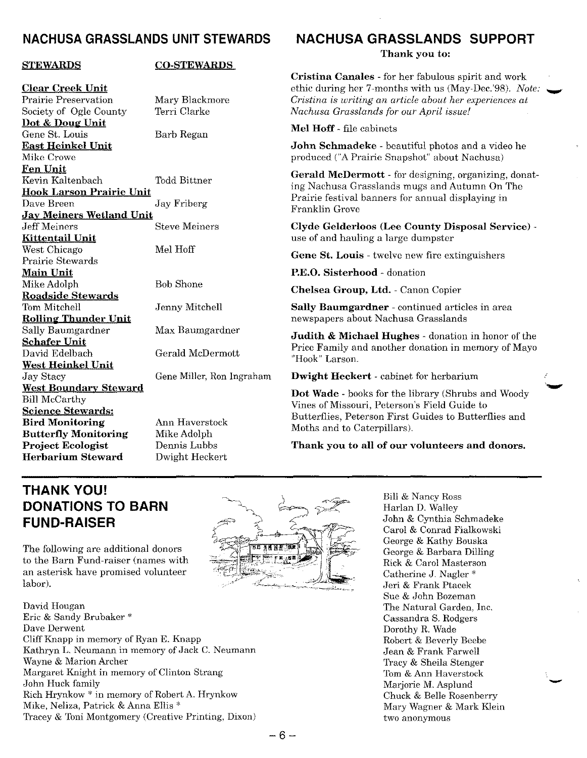## NACHUSA GRASSLANDS UNIT STEWARDS

| STEWARDS | CO-STEWARDS |
|---|---|
| **Clear Creek Unit** | |
| Prairie Preservation Society of Ogle County | Mary Blackmore, Terri Clarke |
| **Dot & Doug Unit** | |
| Gene St. Louis | Barb Regan |
| **East Heinkel Unit** | |
| Mike Crowe | |
| **Fen Unit** | |
| Kevin Kaltenbach | Todd Bittner |
| **Hook Larson Prairie Unit** | |
| Dave Breen | Jay Friberg |
| **Jay Meiners Wetland Unit** | |
| Jeff Meiners | Steve Meiners |
| **Kittentail Unit** | |
| West Chicago Prairie Stewards | Mel Hoff |
| **Main Unit** | |
| Mike Adolph | Bob Shone |
| **Roadside Stewards** | |
| Tom Mitchell | Jenny Mitchell |
| **Rolling Thunder Unit** | |
| Sally Baumgardner | Max Baumgardner |
| **Schafer Unit** | |
| David Edelbach | Gerald McDermott |
| **West Heinkel Unit** | |
| Jay Stacy | Gene Miller, Ron Ingraham |
| **West Boundary Steward** | |
| Bill McCarthy | |
| **Science Stewards:** | |
| **Bird Monitoring** | Ann Haverstock |
| **Butterfly Monitoring** | Mike Adolph |
| **Project Ecologist** | Dennis Lubbs |
| **Herbarium Steward** | Dwight Heckert |

## NACHUSA GRASSLANDS SUPPORT

**Thank you to:**

**Cristina Canales** - for her fabulous spirit and work ethic during her 7-months with us (May-Dec.'98). *Note: Cristina is writing an article about her experiences at Nachusa Grasslands for our April issue!*

**Mel Hoff** - file cabinets

**John Schmadeke** - beautiful photos and a video he produced ("A Prairie Snapshot" about Nachusa)

**Gerald McDermott** - for designing, organizing, donating Nachusa Grasslands mugs and Autumn On The Prairie festival banners for annual displaying in Franklin Grove

**Clyde Gelderloos (Lee County Disposal Service)** - use of and hauling a large dumpster

**Gene St. Louis** - twelve new fire extinguishers

**P.E.O. Sisterhood** - donation

**Chelsea Group, Ltd.** - Canon Copier

**Sally Baumgardner** - continued articles in area newspapers about Nachusa Grasslands

**Judith & Michael Hughes** - donation in honor of the Price Family and another donation in memory of Mayo "Hook" Larson.

**Dwight Heckert** - cabinet for herbarium

**Dot Wade** - books for the library (Shrubs and Woody Vines of Missouri, Peterson's Field Guide to Butterflies, Peterson First Guides to Butterflies and Moths and to Caterpillars).

**Thank you to all of our volunteers and donors.**

## THANK YOU! DONATIONS TO BARN FUND-RAISER

The following are additional donors to the Barn Fund-raiser (names with an asterisk have promised volunteer labor).

David Hougan  
Eric & Sandy Brubaker *  
Dave Derwent  
Cliff Knapp in memory of Ryan E. Knapp  
Kathryn L. Neumann in memory of Jack C. Neumann  
Wayne & Marion Archer  
Margaret Knight in memory of Clinton Strang  
John Huck family  
Rich Hrynkow * in memory of Robert A. Hrynkow  
Mike, Neliza, Patrick & Anna Ellis *  
Tracey & Toni Montgomery (Creative Printing, Dixon)  
Bill & Nancy Ross  
Harlan D. Walley  
John & Cynthia Schmadeke  
Carol & Conrad Fialkowski  
George & Kathy Bouska  
George & Barbara Dilling  
Rick & Carol Masterson  
Catherine J. Nagler *  
Jeri & Frank Ptacek  
Sue & John Bozeman  
The Natural Garden, Inc.  
Cassandra S. Rodgers  
Dorothy R. Wade  
Robert & Beverly Beebe  
Jean & Frank Farwell  
Tracy & Sheila Stenger  
Tom & Ann Haverstock  
Marjorie M. Asplund  
Chuck & Belle Rosenberry  
Mary Wagner & Mark Klein  
two anonymous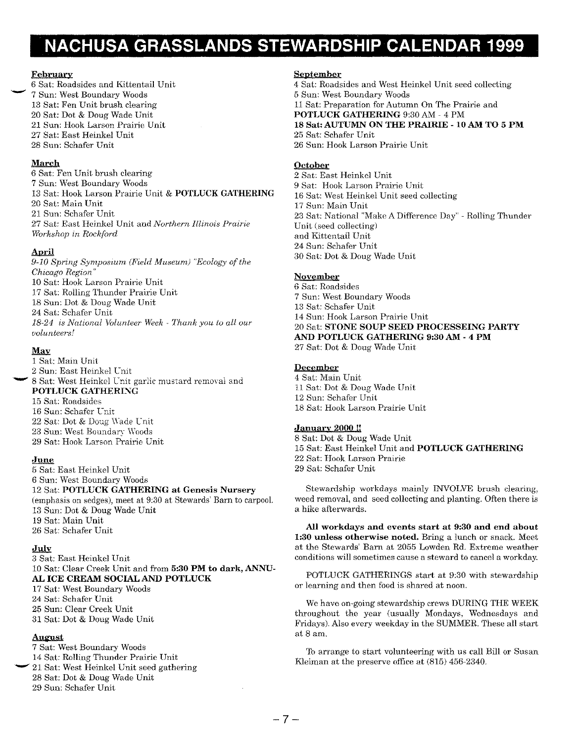# NACHUSA GRASSLANDS STEWARDSHIP CALENDAR 1999

**February**
6 Sat: Roadsides and Kittentail Unit
7 Sun: West Boundary Woods
13 Sat: Fen Unit brush clearing
20 Sat: Dot & Doug Wade Unit
21 Sun: Hook Larson Prairie Unit
27 Sat: East Heinkel Unit
28 Sun: Schafer Unit

**March**
6 Sat: Fen Unit brush clearing
7 Sun: West Boundary Woods
13 Sat: Hook Larson Prairie Unit & **POTLUCK GATHERING**
20 Sat: Main Unit
21 Sun: Schafer Unit
27 Sat: East Heinkel Unit and *Northern Illinois Prairie Workshop in Rockford*

**April**
*9-10 Spring Symposium (Field Museum) "Ecology of the Chicago Region"*
10 Sat: Hook Larson Prairie Unit
17 Sat: Rolling Thunder Prairie Unit
18 Sun: Dot & Doug Wade Unit
24 Sat: Schafer Unit
*18-24 is National Volunteer Week - Thank you to all our volunteers!*

**May**
1 Sat: Main Unit
2 Sun: East Heinkel Unit
8 Sat: West Heinkel Unit garlic mustard removal and **POTLUCK GATHERING**
15 Sat: Roadsides
16 Sun: Schafer Unit
22 Sat: Dot & Doug Wade Unit
23 Sun: West Boundary Woods
29 Sat: Hook Larson Prairie Unit

**June**
5 Sat: East Heinkel Unit
6 Sun: West Boundary Woods
12 Sat: **POTLUCK GATHERING at Genesis Nursery** (emphasis on sedges), meet at 9:30 at Stewards' Barn to carpool.
13 Sun: Dot & Doug Wade Unit
19 Sat: Main Unit
26 Sat: Schafer Unit

**July**
3 Sat: East Heinkel Unit
10 Sat: Clear Creek Unit and from **5:30 PM to dark, ANNUAL ICE CREAM SOCIAL AND POTLUCK**
17 Sat: West Boundary Woods
24 Sat: Schafer Unit
25 Sun: Clear Creek Unit
31 Sat: Dot & Doug Wade Unit

**August**
7 Sat: West Boundary Woods
14 Sat: Rolling Thunder Prairie Unit
21 Sat: West Heinkel Unit seed gathering
28 Sat: Dot & Doug Wade Unit
29 Sun: Schafer Unit

**September**
4 Sat: Roadsides and West Heinkel Unit seed collecting
5 Sun: West Boundary Woods
11 Sat: Preparation for Autumn On The Prairie and **POTLUCK GATHERING** 9:30 AM - 4 PM
**18 Sat: AUTUMN ON THE PRAIRIE - 10 AM TO 5 PM**
25 Sat: Schafer Unit
26 Sun: Hook Larson Prairie Unit

**October**
2 Sat: East Heinkel Unit
9 Sat: Hook Larson Prairie Unit
16 Sat: West Heinkel Unit seed collecting
17 Sun: Main Unit
23 Sat: National "Make A Difference Day" - Rolling Thunder Unit (seed collecting)
and Kittentail Unit
24 Sun: Schafer Unit
30 Sat: Dot & Doug Wade Unit

**November**
6 Sat: Roadsides
7 Sun: West Boundary Woods
13 Sat: Schafer Unit
14 Sun: Hook Larson Prairie Unit
20 Sat: **STONE SOUP SEED PROCESSEING PARTY AND POTLUCK GATHERING 9:30 AM - 4 PM**
27 Sat: Dot & Doug Wade Unit

**December**
4 Sat: Main Unit
11 Sat: Dot & Doug Wade Unit
12 Sun: Schafer Unit
18 Sat: Hook Larson Prairie Unit

**January 2000 !!**
8 Sat: Dot & Doug Wade Unit
15 Sat: East Heinkel Unit and **POTLUCK GATHERING**
22 Sat: Hook Larson Prairie
29 Sat: Schafer Unit

Stewardship workdays mainly INVOLVE brush clearing, weed removal, and seed collecting and planting. Often there is a hike afterwards.

**All workdays and events start at 9:30 and end about 1:30 unless otherwise noted.** Bring a lunch or snack. Meet at the Stewards' Barn at 2055 Lowden Rd. Extreme weather conditions will sometimes cause a steward to cancel a workday.

POTLUCK GATHERINGS start at 9:30 with stewardship or learning and then food is shared at noon.

We have on-going stewardship crews DURING THE WEEK throughout the year (usually Mondays, Wednesdays and Fridays). Also every weekday in the SUMMER. These all start at 8 am.

To arrange to start volunteering with us call Bill or Susan Kleiman at the preserve office at (815) 456-2340.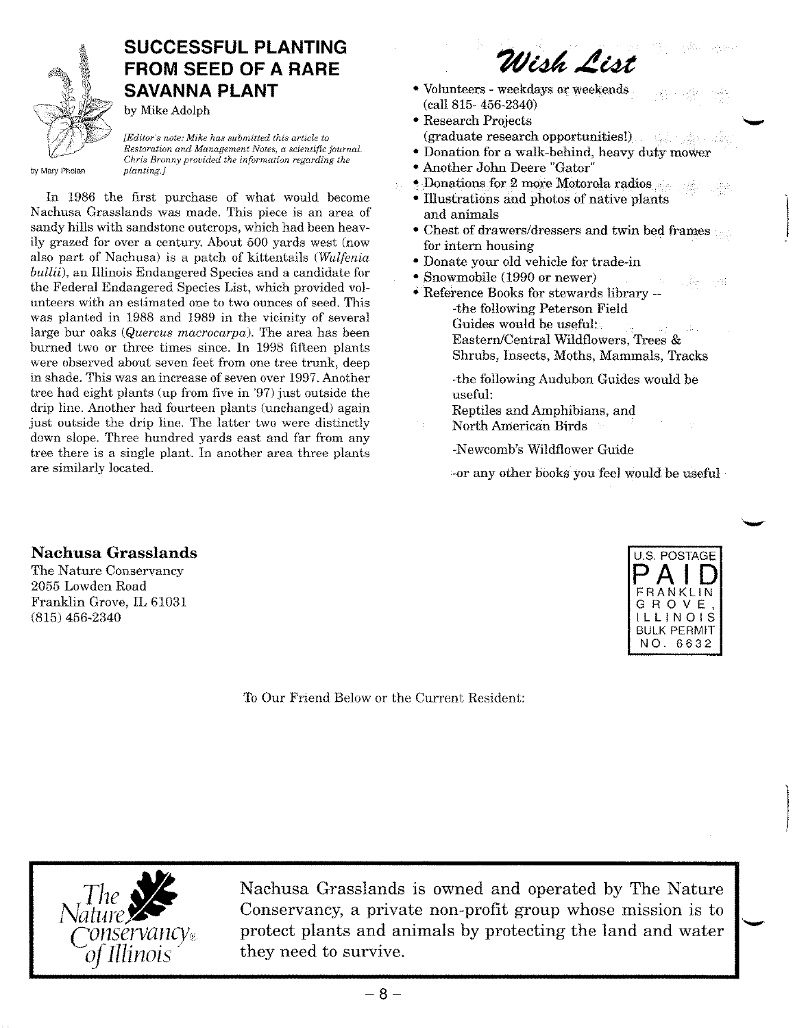## SUCCESSFUL PLANTING FROM SEED OF A RARE SAVANNA PLANT

by Mike Adolph

*[Editor's note: Mike has submitted this article to Restoration and Management Notes, a scientific journal. Chris Bronny provided the information regarding the planting.]*

by Mary Phelan

In 1986 the first purchase of what would become Nachusa Grasslands was made. This piece is an area of sandy hills with sandstone outcrops, which had been heavily grazed for over a century. About 500 yards west (now also part of Nachusa) is a patch of kittentails (*Wulfenia bullii*), an Illinois Endangered Species and a candidate for the Federal Endangered Species List, which provided volunteers with an estimated one to two ounces of seed. This was planted in 1988 and 1989 in the vicinity of several large bur oaks (*Quercus macrocarpa*). The area has been burned two or three times since. In 1998 fifteen plants were observed about seven feet from one tree trunk, deep in shade. This was an increase of seven over 1997. Another tree had eight plants (up from five in '97) just outside the drip line. Another had fourteen plants (unchanged) again just outside the drip line. The latter two were distinctly down slope. Three hundred yards east and far from any tree there is a single plant. In another area three plants are similarly located.

## Wish List

- Volunteers - weekdays or weekends (call 815- 456-2340)
- Research Projects (graduate research opportunities!)
- Donation for a walk-behind, heavy duty mower
- Another John Deere "Gator"
- Donations for 2 more Motorola radios
- Illustrations and photos of native plants and animals
- Chest of drawers/dressers and twin bed frames for intern housing
- Donate your old vehicle for trade-in
- Snowmobile (1990 or newer)
- Reference Books for stewards library --
  - -the following Peterson Field Guides would be useful: Eastern/Central Wildflowers, Trees & Shrubs, Insects, Moths, Mammals, Tracks
  - -the following Audubon Guides would be useful: Reptiles and Amphibians, and North American Birds
  - -Newcomb's Wildflower Guide
  - -or any other books you feel would be useful

**Nachusa Grasslands**
The Nature Conservancy
2055 Lowden Road
Franklin Grove, IL 61031
(815) 456-2340

U.S. POSTAGE
PAID
FRANKLIN GROVE, ILLINOIS
BULK PERMIT NO. 6632

To Our Friend Below or the Current Resident:

The Nature Conservancy of Illinois

Nachusa Grasslands is owned and operated by The Nature Conservancy, a private non-profit group whose mission is to protect plants and animals by protecting the land and water they need to survive.